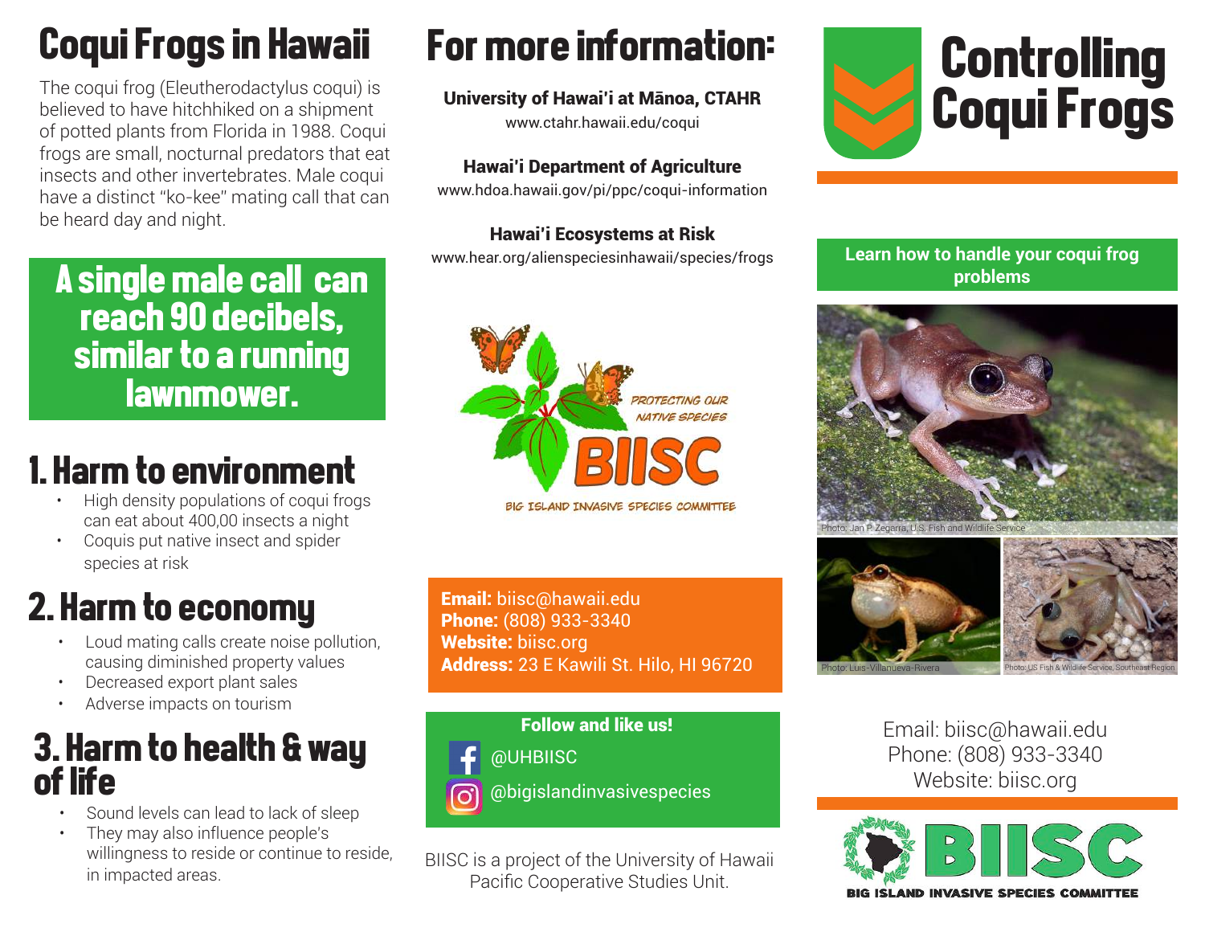# Coqui Frogs in Hawaii

The coqui frog (Eleutherodactylus coqui) is believed to have hitchhiked on a shipment of potted plants from Florida in 1988. Coqui frogs are small, nocturnal predators that eat insects and other invertebrates. Male coqui have a distinct "ko-kee" mating call that can be heard day and night.

**A single male call can reach 90 decibels, similar to a running lawnmower.**

## 1. Harm to environment

- High density populations of coqui frogs can eat about 400,00 insects a night
- Coquis put native insect and spider species at risk

## 2. Harm to economy

- Loud mating calls create noise pollution, causing diminished property values
- Decreased export plant sales
- Adverse impacts on tourism

## 3. Harm to health & way of life

- Sound levels can lead to lack of sleep
- They may also influence people's willingness to reside or continue to reside, in impacted areas.

# For more information:

**University of Hawai'i at Mānoa, CTAHR**
www.ctahr.hawaii.edu/coqui

**Hawai'i Department of Agriculture**
www.hdoa.hawaii.gov/pi/ppc/coqui-information

**Hawai'i Ecosystems at Risk**
www.hear.org/alienspeciesinhawaii/species/frogs

PROTECTING OUR NATIVE SPECIES
BIISC
BIG ISLAND INVASIVE SPECIES COMMITTEE

**Email:** biisc@hawaii.edu
**Phone:** (808) 933-3340
**Website:** biisc.org
**Address:** 23 E Kawili St. Hilo, HI 96720

**Follow and like us!**
@UHBIISC
@bigislandinvasivespecies

BIISC is a project of the University of Hawaii Pacific Cooperative Studies Unit.

# Controlling Coqui Frogs

**Learn how to handle your coqui frog problems**

Photo: Jan P. Zegarra, U.S. Fish and Wildlife Service

Photo: Luis-Villanueva-Rivera

Photo: US Fish & Wildlife Service, Southeast Region

Email: biisc@hawaii.edu
Phone: (808) 933-3340
Website: biisc.org

BIISC
BIG ISLAND INVASIVE SPECIES COMMITTEE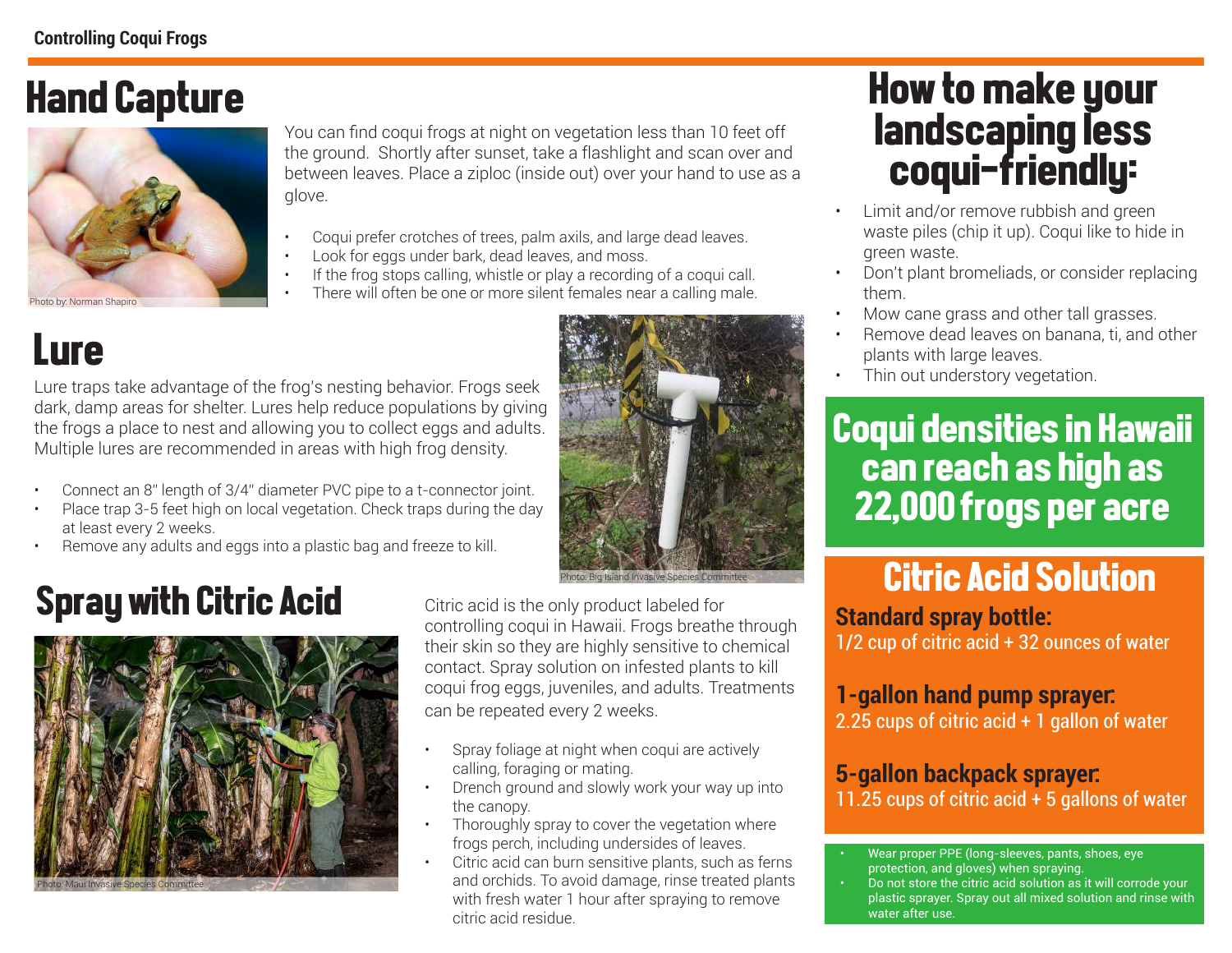## Hand Capture

Photo by: Norman Shapiro

You can find coqui frogs at night on vegetation less than 10 feet off the ground. Shortly after sunset, take a flashlight and scan over and between leaves. Place a ziploc (inside out) over your hand to use as a glove.

- Coqui prefer crotches of trees, palm axils, and large dead leaves.
- Look for eggs under bark, dead leaves, and moss.
- If the frog stops calling, whistle or play a recording of a coqui call.
- There will often be one or more silent females near a calling male.

## Lure

Lure traps take advantage of the frog's nesting behavior. Frogs seek dark, damp areas for shelter. Lures help reduce populations by giving the frogs a place to nest and allowing you to collect eggs and adults. Multiple lures are recommended in areas with high frog density.

- Connect an 8" length of 3/4" diameter PVC pipe to a t-connector joint.
- Place trap 3-5 feet high on local vegetation. Check traps during the day at least every 2 weeks.
- Remove any adults and eggs into a plastic bag and freeze to kill.

Photo: Big Island Invasive Species Committee

## Spray with Citric Acid

Photo: Maui Invasive Species Committee

Citric acid is the only product labeled for controlling coqui in Hawaii. Frogs breathe through their skin so they are highly sensitive to chemical contact. Spray solution on infested plants to kill coqui frog eggs, juveniles, and adults. Treatments can be repeated every 2 weeks.

- Spray foliage at night when coqui are actively calling, foraging or mating.
- Drench ground and slowly work your way up into the canopy.
- Thoroughly spray to cover the vegetation where frogs perch, including undersides of leaves.
- Citric acid can burn sensitive plants, such as ferns and orchids. To avoid damage, rinse treated plants with fresh water 1 hour after spraying to remove citric acid residue.

## How to make your landscaping less coqui-friendly:

- Limit and/or remove rubbish and green waste piles (chip it up). Coqui like to hide in green waste.
- Don't plant bromeliads, or consider replacing them.
- Mow cane grass and other tall grasses.
- Remove dead leaves on banana, ti, and other plants with large leaves.
- Thin out understory vegetation.

**Coqui densities in Hawaii can reach as high as 22,000 frogs per acre**

## Citric Acid Solution

**Standard spray bottle:**
1/2 cup of citric acid + 32 ounces of water

**1-gallon hand pump sprayer:**
2.25 cups of citric acid + 1 gallon of water

**5-gallon backpack sprayer:**
11.25 cups of citric acid + 5 gallons of water

- Wear proper PPE (long-sleeves, pants, shoes, eye protection, and gloves) when spraying.
- Do not store the citric acid solution as it will corrode your plastic sprayer. Spray out all mixed solution and rinse with water after use.